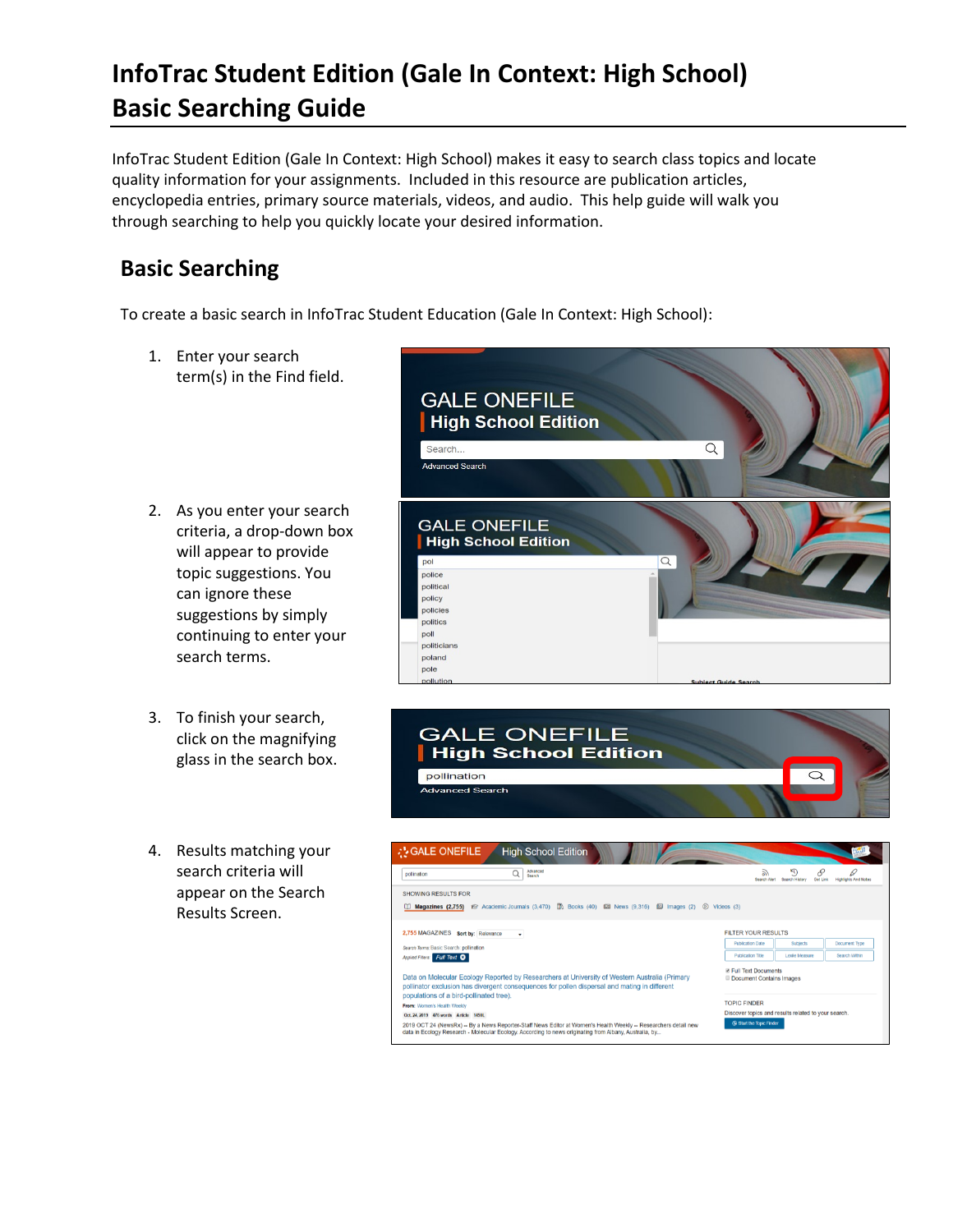# InfoTrac Student Edition (Gale In Context: High School) Basic Searching Guide

InfoTrac Student Edition (Gale In Context: High School) makes it easy to search class topics and locate quality information for your assignments. Included in this resource are publication articles, encyclopedia entries, primary source materials, videos, and audio. This help guide will walk you through searching to help you quickly locate your desired information.

## Basic Searching

To create a basic search in InfoTrac Student Education (Gale In Context: High School):

1. Enter your search term(s) in the Find field.
2. As you enter your search criteria, a drop-down box will appear to provide topic suggestions. You can ignore these suggestions by simply continuing to enter your search terms.
3. To finish your search, click on the magnifying glass in the search box.
4. Results matching your search criteria will appear on the Search Results Screen.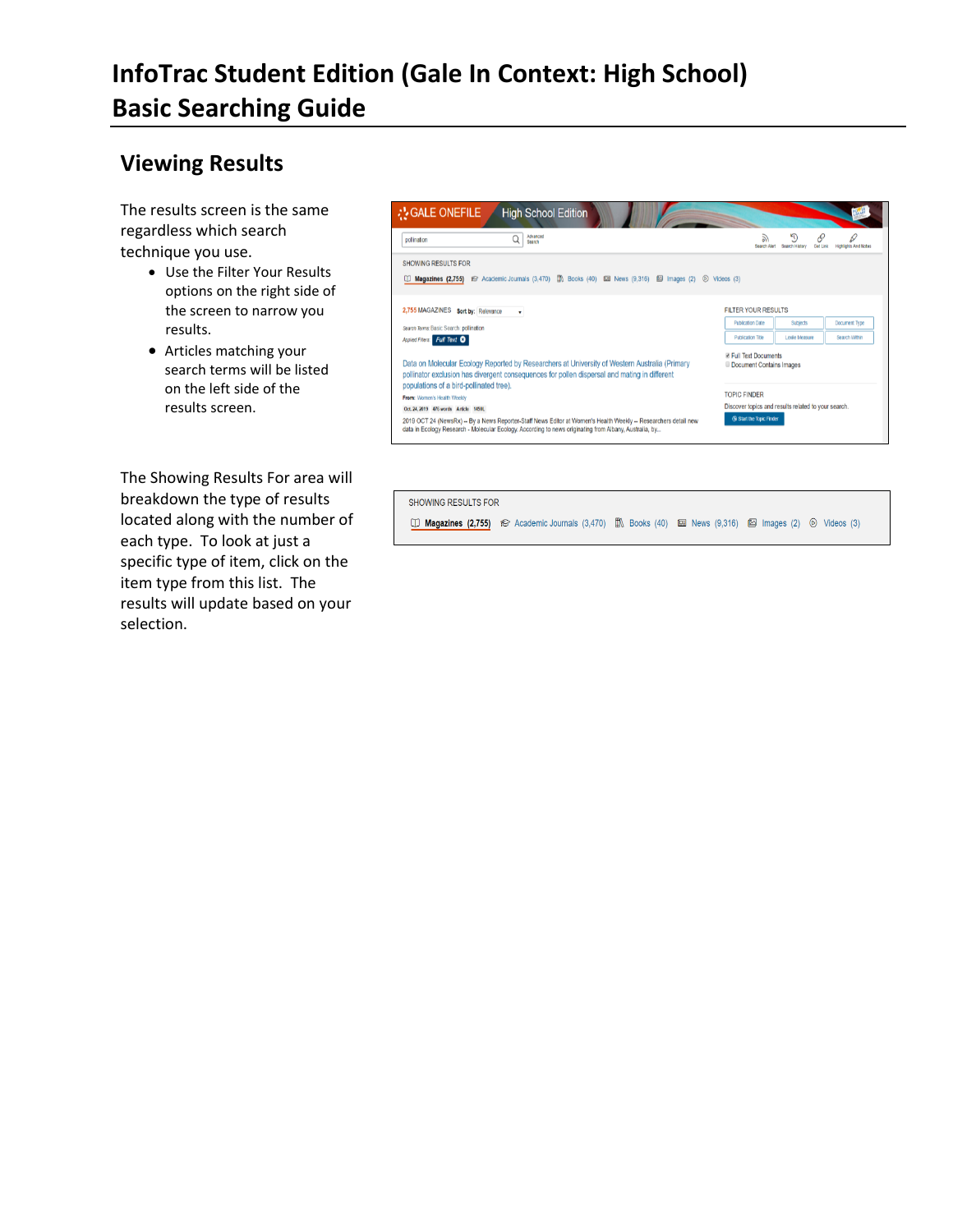# InfoTrac Student Edition (Gale In Context: High School) Basic Searching Guide

## Viewing Results

The results screen is the same regardless which search technique you use.

- Use the Filter Your Results options on the right side of the screen to narrow you results.
- Articles matching your search terms will be listed on the left side of the results screen.

The Showing Results For area will breakdown the type of results located along with the number of each type. To look at just a specific type of item, click on the item type from this list. The results will update based on your selection.